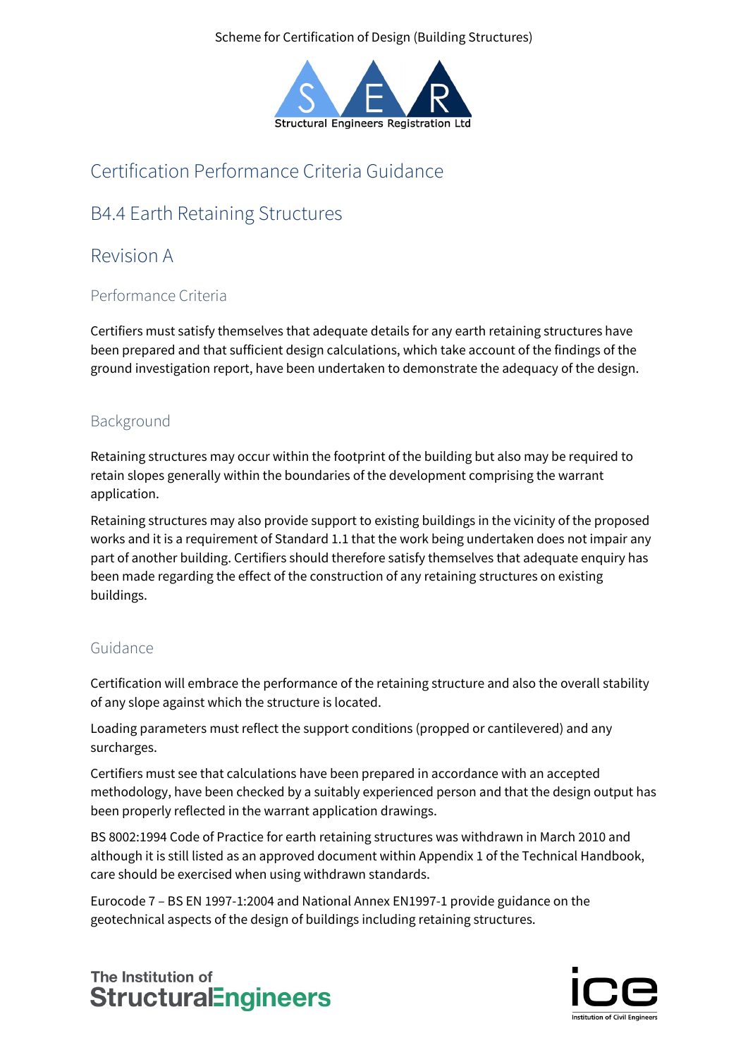Scheme for Certification of Design (Building Structures)

# Certification Performance Criteria Guidance

## B4.4 Earth Retaining Structures

## Revision A

### Performance Criteria

Certifiers must satisfy themselves that adequate details for any earth retaining structures have been prepared and that sufficient design calculations, which take account of the findings of the ground investigation report, have been undertaken to demonstrate the adequacy of the design.

### Background

Retaining structures may occur within the footprint of the building but also may be required to retain slopes generally within the boundaries of the development comprising the warrant application.

Retaining structures may also provide support to existing buildings in the vicinity of the proposed works and it is a requirement of Standard 1.1 that the work being undertaken does not impair any part of another building. Certifiers should therefore satisfy themselves that adequate enquiry has been made regarding the effect of the construction of any retaining structures on existing buildings.

### Guidance

Certification will embrace the performance of the retaining structure and also the overall stability of any slope against which the structure is located.

Loading parameters must reflect the support conditions (propped or cantilevered) and any surcharges.

Certifiers must see that calculations have been prepared in accordance with an accepted methodology, have been checked by a suitably experienced person and that the design output has been properly reflected in the warrant application drawings.

BS 8002:1994 Code of Practice for earth retaining structures was withdrawn in March 2010 and although it is still listed as an approved document within Appendix 1 of the Technical Handbook, care should be exercised when using withdrawn standards.

Eurocode 7 – BS EN 1997-1:2004 and National Annex EN1997-1 provide guidance on the geotechnical aspects of the design of buildings including retaining structures.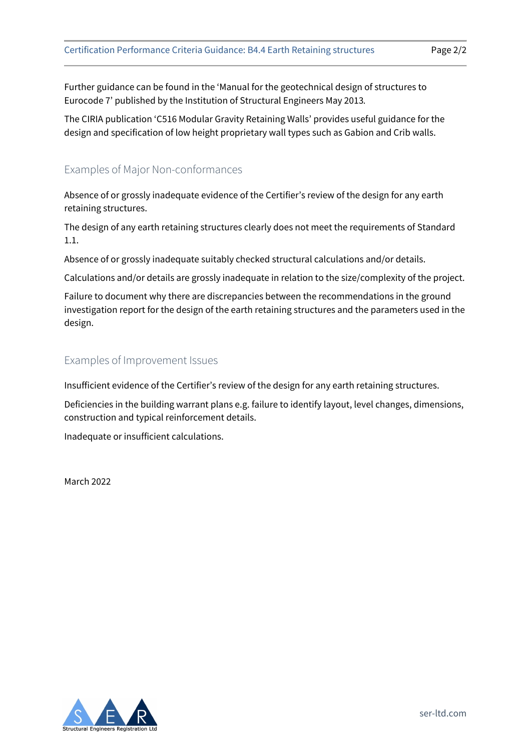Further guidance can be found in the 'Manual for the geotechnical design of structures to Eurocode 7' published by the Institution of Structural Engineers May 2013.

The CIRIA publication 'C516 Modular Gravity Retaining Walls' provides useful guidance for the design and specification of low height proprietary wall types such as Gabion and Crib walls.

## Examples of Major Non-conformances

Absence of or grossly inadequate evidence of the Certifier's review of the design for any earth retaining structures.

The design of any earth retaining structures clearly does not meet the requirements of Standard 1.1.

Absence of or grossly inadequate suitably checked structural calculations and/or details.

Calculations and/or details are grossly inadequate in relation to the size/complexity of the project.

Failure to document why there are discrepancies between the recommendations in the ground investigation report for the design of the earth retaining structures and the parameters used in the design.

## Examples of Improvement Issues

Insufficient evidence of the Certifier's review of the design for any earth retaining structures.

Deficiencies in the building warrant plans e.g. failure to identify layout, level changes, dimensions, construction and typical reinforcement details.

Inadequate or insufficient calculations.

March 2022